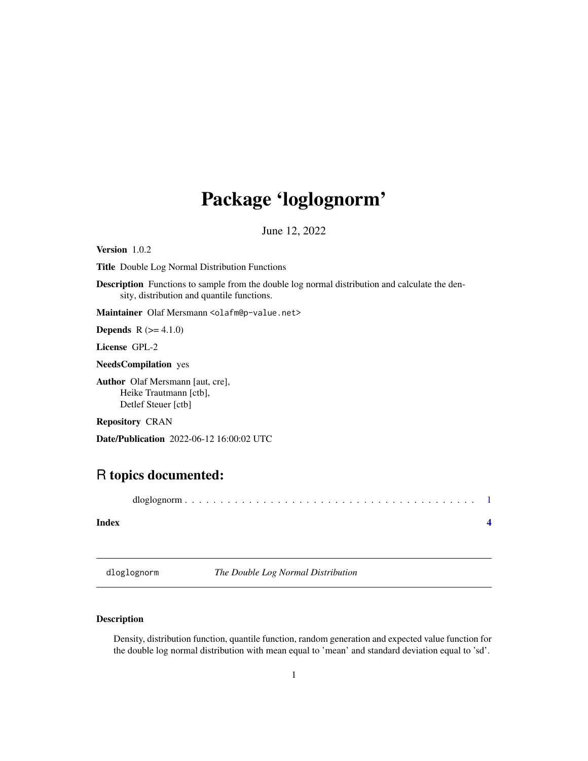# Package 'loglognorm'

June 12, 2022

**Version** 1.0.2

**Title** Double Log Normal Distribution Functions

**Description** Functions to sample from the double log normal distribution and calculate the density, distribution and quantile functions.

**Maintainer** Olaf Mersmann <olafm@p-value.net>

**Depends** R (>= 4.1.0)

**License** GPL-2

**NeedsCompilation** yes

**Author** Olaf Mersmann [aut, cre],
Heike Trautmann [ctb],
Detlef Steuer [ctb]

**Repository** CRAN

**Date/Publication** 2022-06-12 16:00:02 UTC

## R topics documented:

dloglognorm . . . . . . . . . . . . . . . . . . . . . . . . . . . . . . . . . . . . . . . . . 1

**Index** **4**

---

`dloglognorm` *The Double Log Normal Distribution*

---

### Description

Density, distribution function, quantile function, random generation and expected value function for the double log normal distribution with mean equal to 'mean' and standard deviation equal to 'sd'.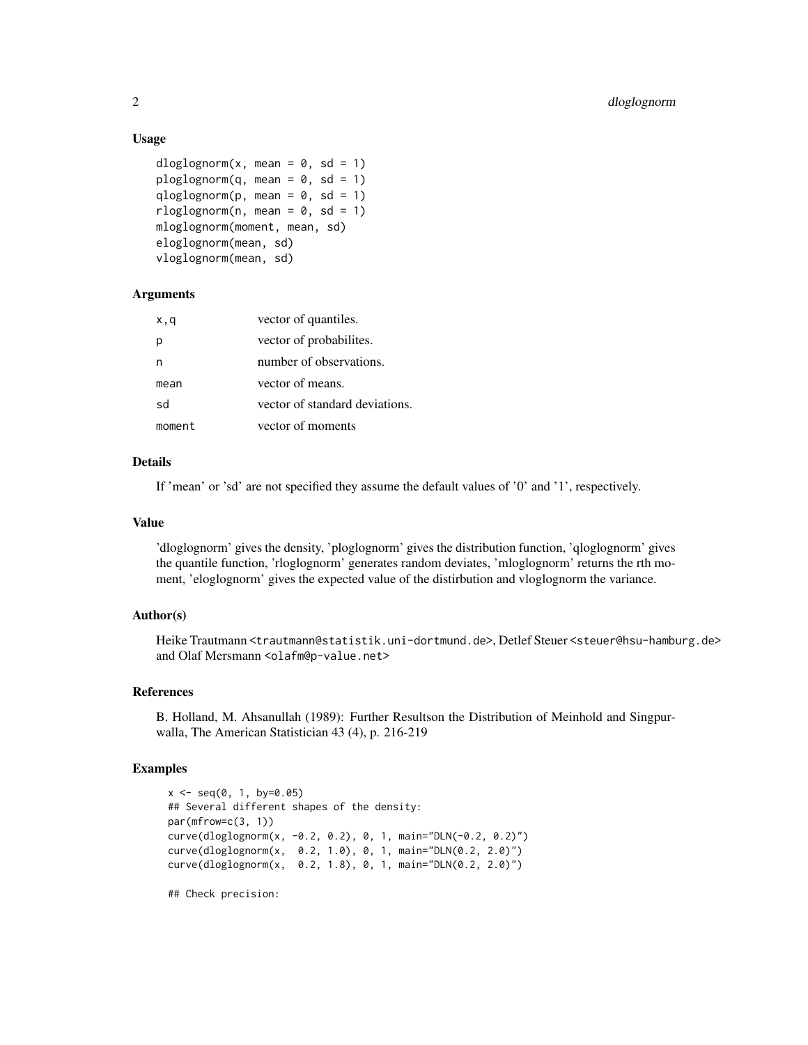## Usage

```
dloglognorm(x, mean = 0, sd = 1)
ploglognorm(q, mean = 0, sd = 1)
qloglognorm(p, mean = 0, sd = 1)
rloglognorm(n, mean = 0, sd = 1)
mloglognorm(moment, mean, sd)
eloglognorm(mean, sd)
vloglognorm(mean, sd)
```

## Arguments

| | |
|---|---|
| `x,q` | vector of quantiles. |
| `p` | vector of probabilites. |
| `n` | number of observations. |
| `mean` | vector of means. |
| `sd` | vector of standard deviations. |
| `moment` | vector of moments |

## Details

If 'mean' or 'sd' are not specified they assume the default values of '0' and '1', respectively.

## Value

'dloglognorm' gives the density, 'ploglognorm' gives the distribution function, 'qloglognorm' gives the quantile function, 'rloglognorm' generates random deviates, 'mloglognorm' returns the rth moment, 'eloglognorm' gives the expected value of the distirbution and vloglognorm the variance.

## Author(s)

Heike Trautmann <trautmann@statistik.uni-dortmund.de>, Detlef Steuer <steuer@hsu-hamburg.de> and Olaf Mersmann <olafm@p-value.net>

## References

B. Holland, M. Ahsanullah (1989): Further Resultson the Distribution of Meinhold and Singpurwalla, The American Statistician 43 (4), p. 216-219

## Examples

```
x <- seq(0, 1, by=0.05)
## Several different shapes of the density:
par(mfrow=c(3, 1))
curve(dloglognorm(x, -0.2, 0.2), 0, 1, main="DLN(-0.2, 0.2)")
curve(dloglognorm(x,  0.2, 1.0), 0, 1, main="DLN(0.2, 2.0)")
curve(dloglognorm(x,  0.2, 1.8), 0, 1, main="DLN(0.2, 2.0)")

## Check precision:
```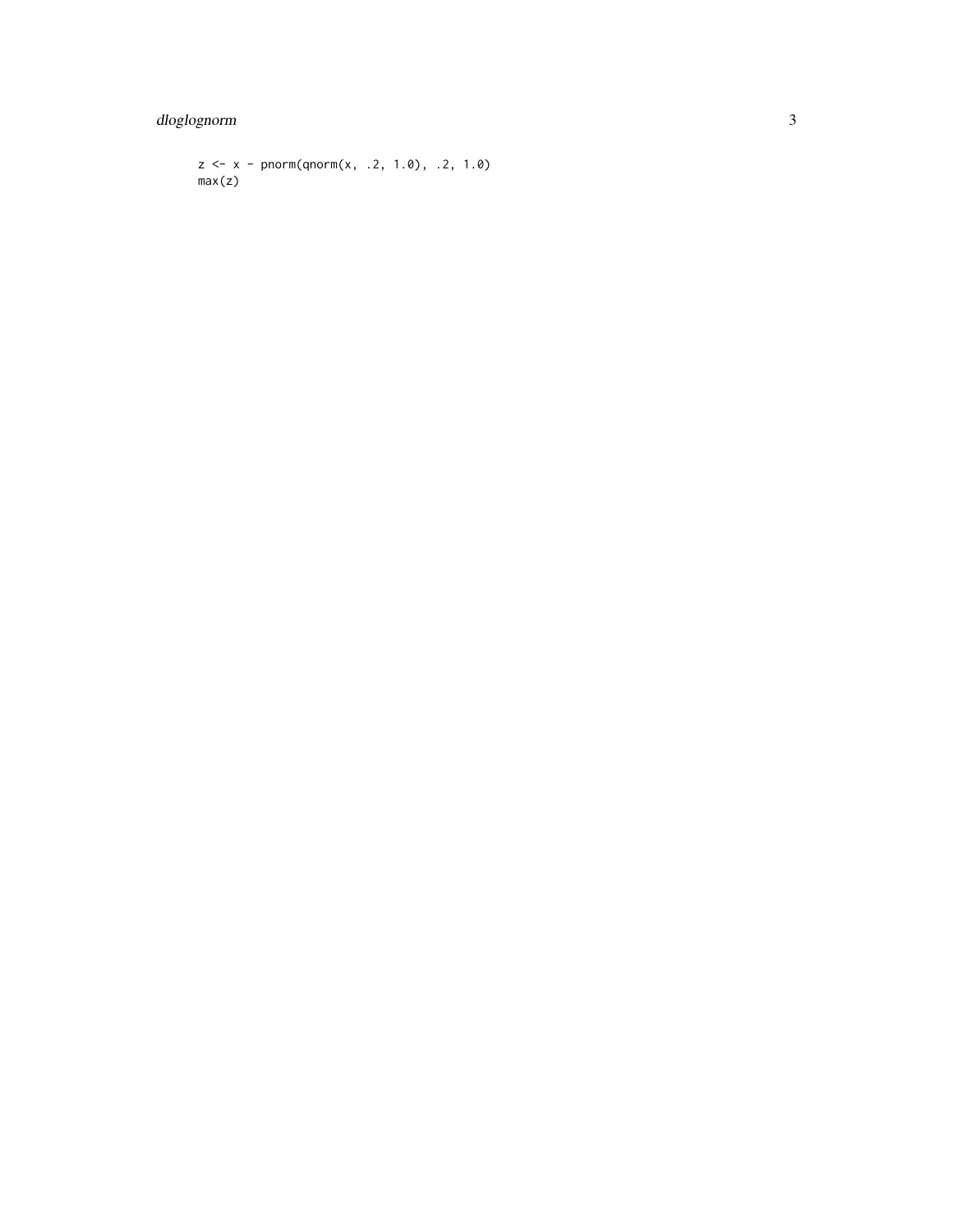```
z <- x - pnorm(qnorm(x, .2, 1.0), .2, 1.0)
max(z)
```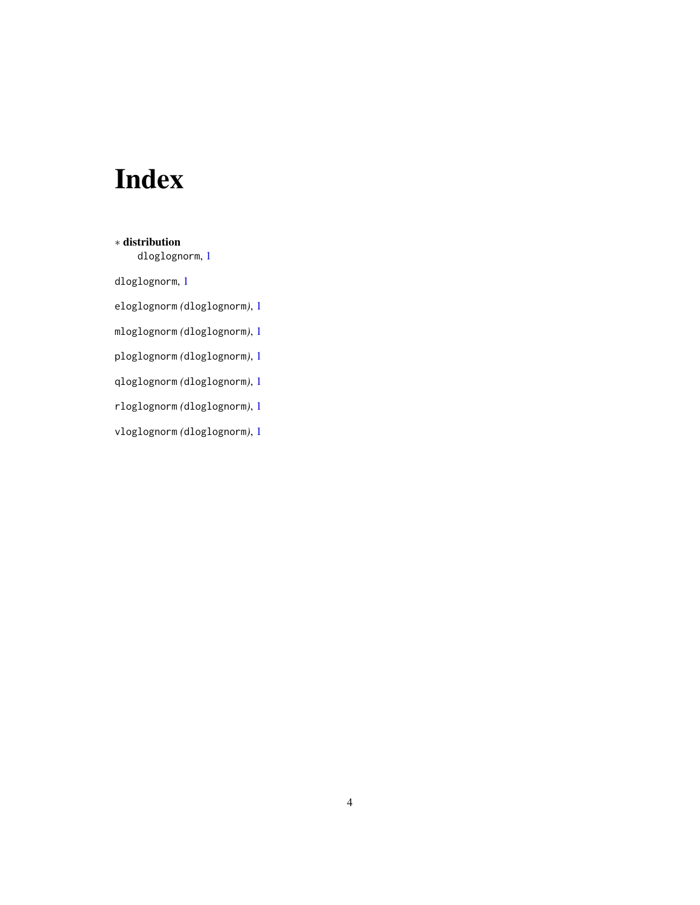# Index

∗ **distribution**

    dloglognorm, 1

dloglognorm, 1

eloglognorm *(*dloglognorm*)*, 1

mloglognorm *(*dloglognorm*)*, 1

ploglognorm *(*dloglognorm*)*, 1

qloglognorm *(*dloglognorm*)*, 1

rloglognorm *(*dloglognorm*)*, 1

vloglognorm *(*dloglognorm*)*, 1